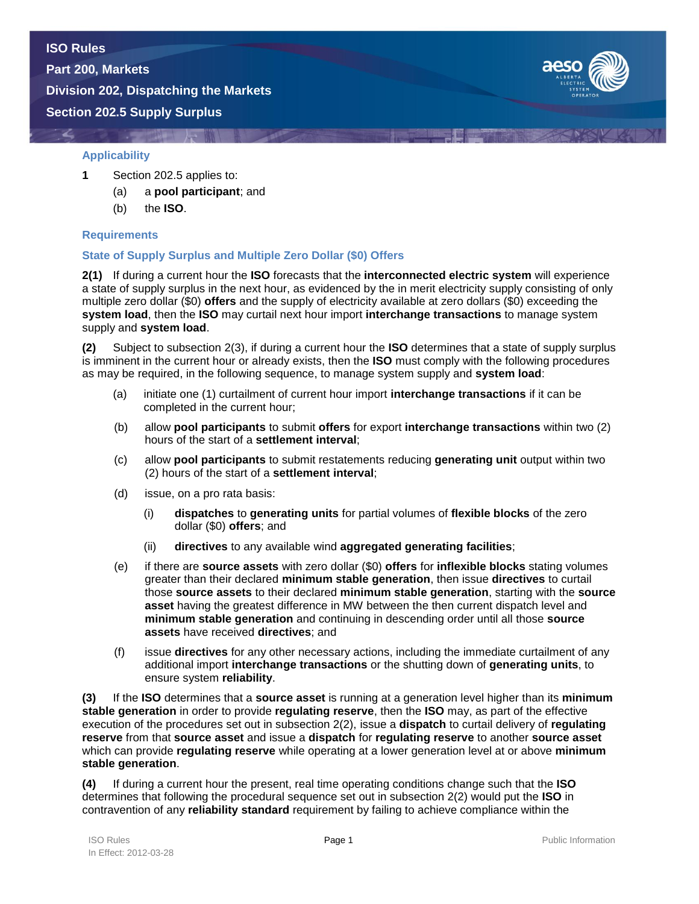# ISO Rules
## Part 200, Markets
## Division 202, Dispatching the Markets
## Section 202.5 Supply Surplus

### Applicability

**1** Section 202.5 applies to:

(a) a **pool participant**; and

(b) the **ISO**.

### Requirements

### State of Supply Surplus and Multiple Zero Dollar ($0) Offers

**2(1)** If during a current hour the **ISO** forecasts that the **interconnected electric system** will experience a state of supply surplus in the next hour, as evidenced by the in merit electricity supply consisting of only multiple zero dollar ($0) **offers** and the supply of electricity available at zero dollars ($0) exceeding the **system load**, then the **ISO** may curtail next hour import **interchange transactions** to manage system supply and **system load**.

**(2)** Subject to subsection 2(3), if during a current hour the **ISO** determines that a state of supply surplus is imminent in the current hour or already exists, then the **ISO** must comply with the following procedures as may be required, in the following sequence, to manage system supply and **system load**:

(a) initiate one (1) curtailment of current hour import **interchange transactions** if it can be completed in the current hour;

(b) allow **pool participants** to submit **offers** for export **interchange transactions** within two (2) hours of the start of a **settlement interval**;

(c) allow **pool participants** to submit restatements reducing **generating unit** output within two (2) hours of the start of a **settlement interval**;

(d) issue, on a pro rata basis:

 (i) **dispatches** to **generating units** for partial volumes of **flexible blocks** of the zero dollar ($0) **offers**; and

 (ii) **directives** to any available wind **aggregated generating facilities**;

(e) if there are **source assets** with zero dollar ($0) **offers** for **inflexible blocks** stating volumes greater than their declared **minimum stable generation**, then issue **directives** to curtail those **source assets** to their declared **minimum stable generation**, starting with the **source asset** having the greatest difference in MW between the then current dispatch level and **minimum stable generation** and continuing in descending order until all those **source assets** have received **directives**; and

(f) issue **directives** for any other necessary actions, including the immediate curtailment of any additional import **interchange transactions** or the shutting down of **generating units**, to ensure system **reliability**.

**(3)** If the **ISO** determines that a **source asset** is running at a generation level higher than its **minimum stable generation** in order to provide **regulating reserve**, then the **ISO** may, as part of the effective execution of the procedures set out in subsection 2(2), issue a **dispatch** to curtail delivery of **regulating reserve** from that **source asset** and issue a **dispatch** for **regulating reserve** to another **source asset** which can provide **regulating reserve** while operating at a lower generation level at or above **minimum stable generation**.

**(4)** If during a current hour the present, real time operating conditions change such that the **ISO** determines that following the procedural sequence set out in subsection 2(2) would put the **ISO** in contravention of any **reliability standard** requirement by failing to achieve compliance within the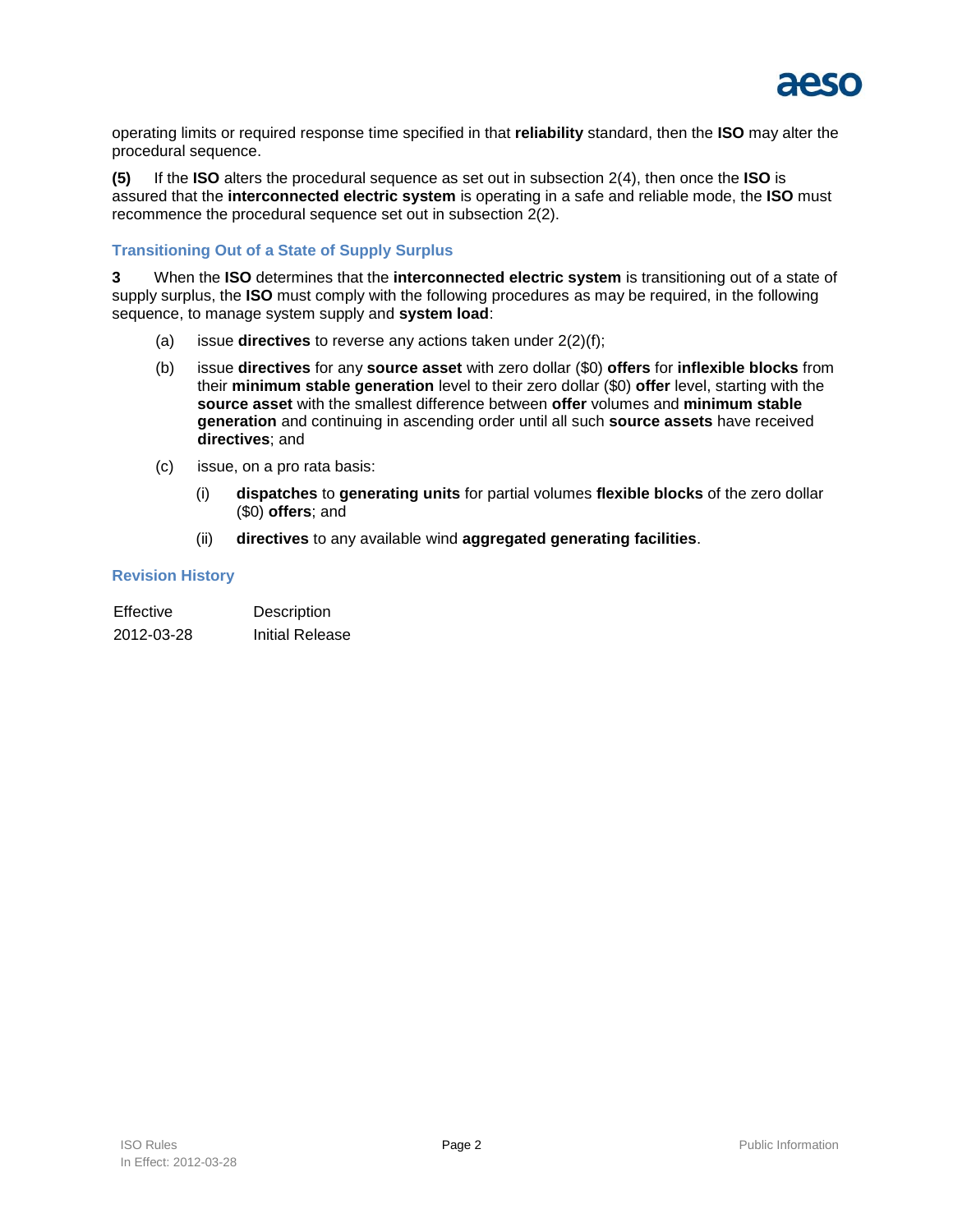operating limits or required response time specified in that **reliability** standard, then the **ISO** may alter the procedural sequence.

**(5)** If the **ISO** alters the procedural sequence as set out in subsection 2(4), then once the **ISO** is assured that the **interconnected electric system** is operating in a safe and reliable mode, the **ISO** must recommence the procedural sequence set out in subsection 2(2).

## Transitioning Out of a State of Supply Surplus

**3** When the **ISO** determines that the **interconnected electric system** is transitioning out of a state of supply surplus, the **ISO** must comply with the following procedures as may be required, in the following sequence, to manage system supply and **system load**:

(a) issue **directives** to reverse any actions taken under 2(2)(f);

(b) issue **directives** for any **source asset** with zero dollar ($0) **offers** for **inflexible blocks** from their **minimum stable generation** level to their zero dollar ($0) **offer** level, starting with the **source asset** with the smallest difference between **offer** volumes and **minimum stable generation** and continuing in ascending order until all such **source assets** have received **directives**; and

(c) issue, on a pro rata basis:

  (i) **dispatches** to **generating units** for partial volumes **flexible blocks** of the zero dollar ($0) **offers**; and

  (ii) **directives** to any available wind **aggregated generating facilities**.

## Revision History

| Effective | Description |
|---|---|
| 2012-03-28 | Initial Release |